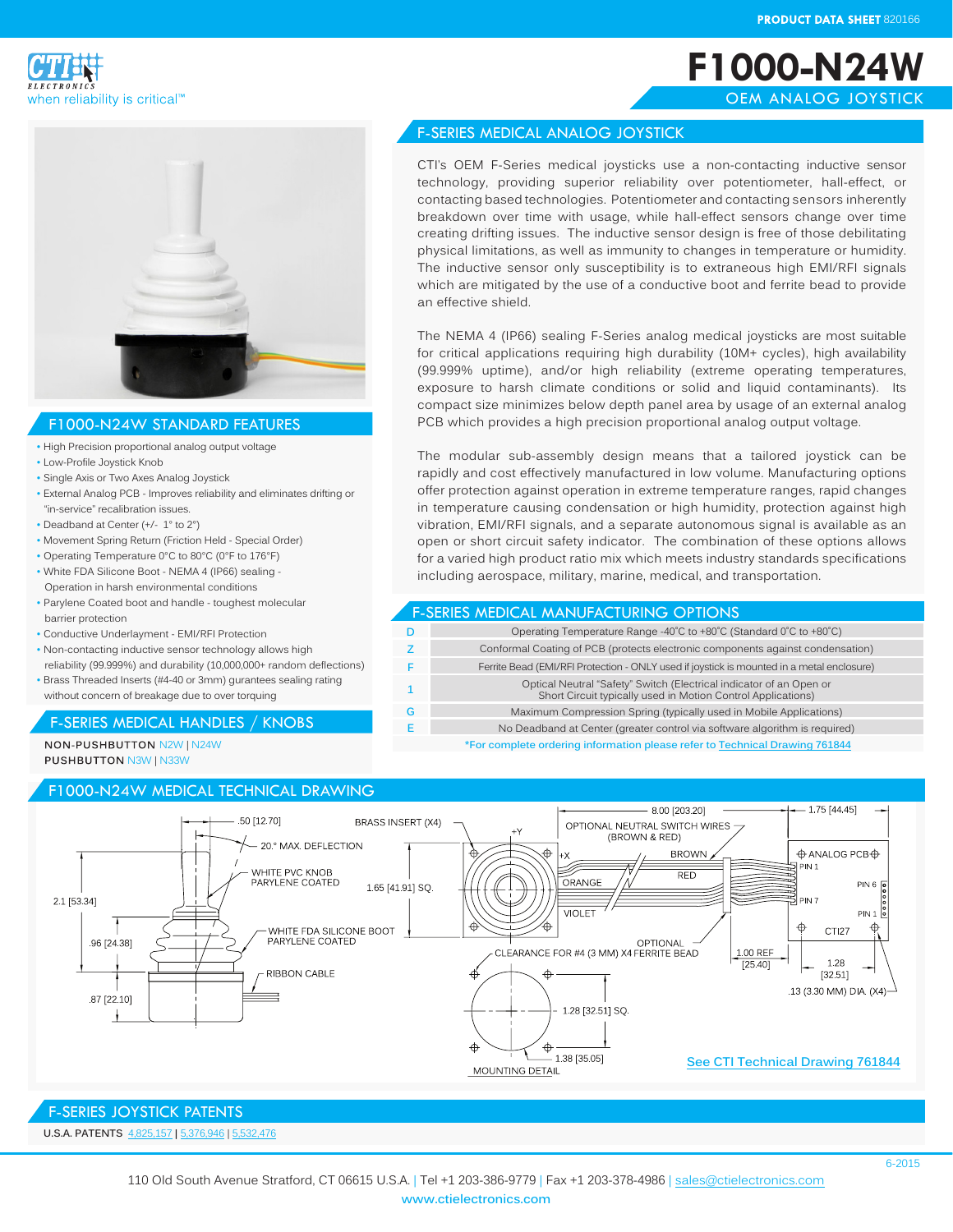PRODUCT DATA SHEET 820166

CTI ELECTRONICS
when reliability is critical™

# F1000-N24W

OEM ANALOG JOYSTICK

## F-SERIES MEDICAL ANALOG JOYSTICK

CTI's OEM F-Series medical joysticks use a non-contacting inductive sensor technology, providing superior reliability over potentiometer, hall-effect, or contacting based technologies. Potentiometer and contacting sensors inherently breakdown over time with usage, while hall-effect sensors change over time creating drifting issues. The inductive sensor design is free of those debilitating physical limitations, as well as immunity to changes in temperature or humidity. The inductive sensor only susceptibility is to extraneous high EMI/RFI signals which are mitigated by the use of a conductive boot and ferrite bead to provide an effective shield.

The NEMA 4 (IP66) sealing F-Series analog medical joysticks are most suitable for critical applications requiring high durability (10M+ cycles), high availability (99.999% uptime), and/or high reliability (extreme operating temperatures, exposure to harsh climate conditions or solid and liquid contaminants). Its compact size minimizes below depth panel area by usage of an external analog PCB which provides a high precision proportional analog output voltage.

The modular sub-assembly design means that a tailored joystick can be rapidly and cost effectively manufactured in low volume. Manufacturing options offer protection against operation in extreme temperature ranges, rapid changes in temperature causing condensation or high humidity, protection against high vibration, EMI/RFI signals, and a separate autonomous signal is available as an open or short circuit safety indicator. The combination of these options allows for a varied high product ratio mix which meets industry standards specifications including aerospace, military, marine, medical, and transportation.

## F1000-N24W STANDARD FEATURES

- High Precision proportional analog output voltage
- Low-Profile Joystick Knob
- Single Axis or Two Axes Analog Joystick
- External Analog PCB - Improves reliability and eliminates drifting or "in-service" recalibration issues.
- Deadband at Center (+/- 1° to 2°)
- Movement Spring Return (Friction Held - Special Order)
- Operating Temperature 0°C to 80°C (0°F to 176°F)
- White FDA Silicone Boot - NEMA 4 (IP66) sealing - Operation in harsh environmental conditions
- Parylene Coated boot and handle - toughest molecular barrier protection
- Conductive Underlayment - EMI/RFI Protection
- Non-contacting inductive sensor technology allows high reliability (99.999%) and durability (10,000,000+ random deflections)
- Brass Threaded Inserts (#4-40 or 3mm) gurantees sealing rating without concern of breakage due to over torquing

## F-SERIES MEDICAL MANUFACTURING OPTIONS

| | |
|---|---|
| D | Operating Temperature Range -40°C to +80°C (Standard 0°C to +80°C) |
| Z | Conformal Coating of PCB (protects electronic components against condensation) |
| F | Ferrite Bead (EMI/RFI Protection - ONLY used if joystick is mounted in a metal enclosure) |
| 1 | Optical Neutral "Safety" Switch (Electrical indicator of an Open or Short Circuit typically used in Motion Control Applications) |
| G | Maximum Compression Spring (typically used in Mobile Applications) |
| E | No Deadband at Center (greater control via software algorithm is required) |

*For complete ordering information please refer to Technical Drawing 761844

## F-SERIES MEDICAL HANDLES / KNOBS

**NON-PUSHBUTTON** N2W | N24W
**PUSHBUTTON** N3W | N33W

## F1000-N24W MEDICAL TECHNICAL DRAWING

.50 [12.70]; 20.° MAX. DEFLECTION; WHITE PVC KNOB PARYLENE COATED; 2.1 [53.34]; WHITE FDA SILICONE BOOT PARYLENE COATED; .96 [24.38]; RIBBON CABLE; .87 [22.10]; BRASS INSERT (X4); 1.65 [41.91] SQ.; +Y; +X; ORANGE; VIOLET; 8.00 [203.20]; OPTIONAL NEUTRAL SWITCH WIRES (BROWN & RED); BROWN; RED; OPTIONAL FERRITE BEAD; CLEARANCE FOR #4 (3 MM) X4; 1.28 [32.51] SQ.; 1.38 [35.05]; MOUNTING DETAIL; 1.75 [44.45]; ANALOG PCB; PIN 1; PIN 7; PIN 6; PIN 1; CTI27; 1.00 REF [25.40]; 1.28 [32.51]; .13 (3.30 MM) DIA. (X4)

See CTI Technical Drawing 761844

## F-SERIES JOYSTICK PATENTS

U.S.A. PATENTS 4,825,157 | 5,376,946 | 5,532,476

6-2015

110 Old South Avenue Stratford, CT 06615 U.S.A. | Tel +1 203-386-9779 | Fax +1 203-378-4986 | sales@ctielectronics.com
www.ctielectronics.com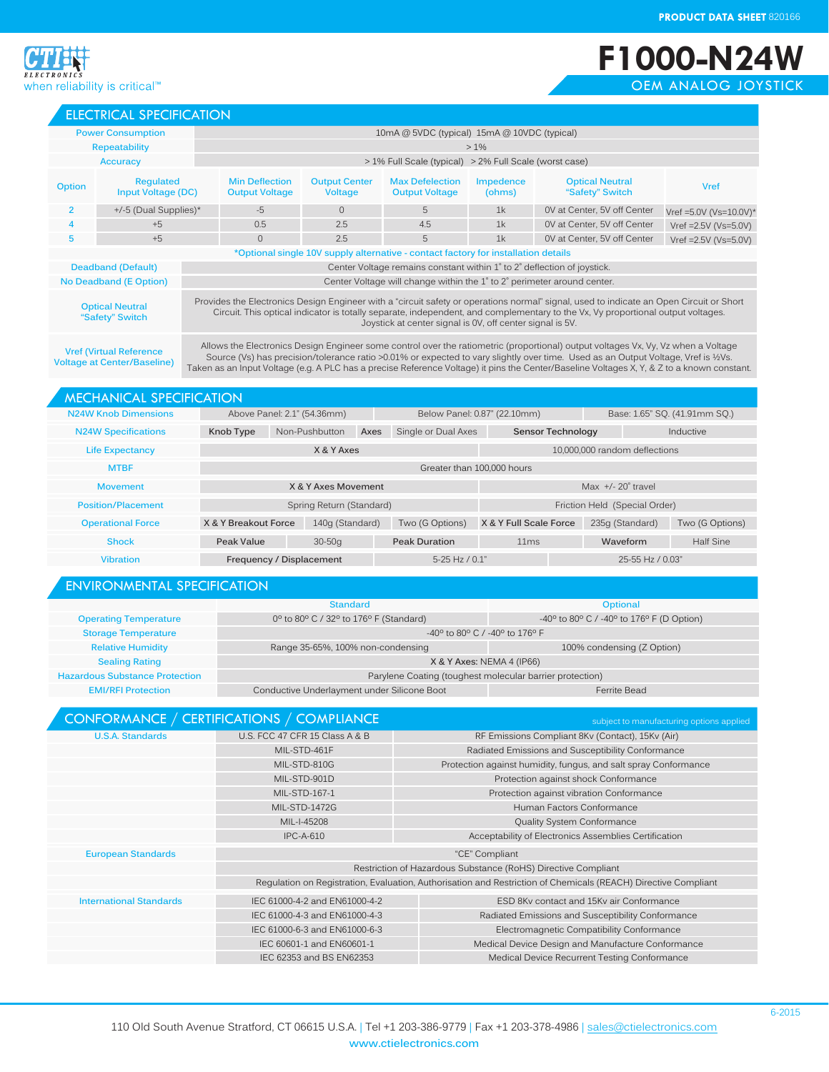PRODUCT DATA SHEET 820166

CTI ELECTRONICS
when reliability is critical™

# F1000-N24W

OEM ANALOG JOYSTICK

## ELECTRICAL SPECIFICATION

| | |
|---|---|
| Power Consumption | 10mA @ 5VDC (typical) 15mA @ 10VDC (typical) |
| Repeatability | > 1% |
| Accuracy | > 1% Full Scale (typical) > 2% Full Scale (worst case) |

| Option | Regulated Input Voltage (DC) | Min Deflection Output Voltage | Output Center Voltage | Max Defelection Output Voltage | Impedence (ohms) | Optical Neutral "Safety" Switch | Vref |
|---|---|---|---|---|---|---|---|
| 2 | +/-5 (Dual Supplies)* | -5 | 0 | 5 | 1k | 0V at Center, 5V off Center | Vref =5.0V (Vs=10.0V)* |
| 4 | +5 | 0.5 | 2.5 | 4.5 | 1k | 0V at Center, 5V off Center | Vref =2.5V (Vs=5.0V) |
| 5 | +5 | 0 | 2.5 | 5 | 1k | 0V at Center, 5V off Center | Vref =2.5V (Vs=5.0V) |

*Optional single 10V supply alternative - contact factory for installation details

| | |
|---|---|
| Deadband (Default) | Center Voltage remains constant within 1˚ to 2˚ deflection of joystick. |
| No Deadband (E Option) | Center Voltage will change within the 1˚ to 2˚ perimeter around center. |
| Optical Neutral "Safety" Switch | Provides the Electronics Design Engineer with a "circuit safety or operations normal" signal, used to indicate an Open Circuit or Short Circuit. This optical indicator is totally separate, independent, and complementary to the Vx, Vy proportional output voltages. Joystick at center signal is 0V, off center signal is 5V. |
| Vref (Virtual Reference Voltage at Center/Baseline) | Allows the Electronics Design Engineer some control over the ratiometric (proportional) output voltages Vx, Vy, Vz when a Voltage Source (Vs) has precision/tolerance ratio >0.01% or expected to vary slightly over time. Used as an Output Voltage, Vref is ½Vs. Taken as an Input Voltage (e.g. A PLC has a precise Reference Voltage) it pins the Center/Baseline Voltages X, Y, & Z to a known constant. |

## MECHANICAL SPECIFICATION

| | | | | | | |
|---|---|---|---|---|---|---|
| N24W Knob Dimensions | Above Panel: 2.1" (54.36mm) | | Below Panel: 0.87" (22.10mm) | | Base: 1.65" SQ. (41.91mm SQ.) | |
| N24W Specifications | Knob Type | Non-Pushbutton | Axes | Single or Dual Axes | Sensor Technology | Inductive |
| Life Expectancy | X & Y Axes | | | 10,000,000 random deflections | | |
| MTBF | Greater than 100,000 hours | | | | | |
| Movement | X & Y Axes Movement | | | Max +/- 20˚ travel | | |
| Position/Placement | Spring Return (Standard) | | | Friction Held (Special Order) | | |
| Operational Force | X & Y Breakout Force | 140g (Standard) | Two (G Options) | X & Y Full Scale Force | 235g (Standard) | Two (G Options) |
| Shock | Peak Value | 30-50g | Peak Duration | 11ms | Waveform | Half Sine |
| Vibration | Frequency / Displacement | | 5-25 Hz / 0.1" | | 25-55 Hz / 0.03" | |

## ENVIRONMENTAL SPECIFICATION

| | Standard | Optional |
|---|---|---|
| Operating Temperature | 0º to 80º C / 32º to 176º F (Standard) | -40º to 80º C / -40º to 176º F (D Option) |
| Storage Temperature | -40º to 80º C / -40º to 176º F | |
| Relative Humidity | Range 35-65%, 100% non-condensing | 100% condensing (Z Option) |
| Sealing Rating | X & Y Axes: NEMA 4 (IP66) | |
| Hazardous Substance Protection | Parylene Coating (toughest molecular barrier protection) | |
| EMI/RFI Protection | Conductive Underlayment under Silicone Boot | Ferrite Bead |

## CONFORMANCE / CERTIFICATIONS / COMPLIANCE

subject to manufacturing options applied

| | | |
|---|---|---|
| U.S.A. Standards | U.S. FCC 47 CFR 15 Class A & B | RF Emissions Compliant 8Kv (Contact), 15Kv (Air) |
| | MIL-STD-461F | Radiated Emissions and Susceptibility Conformance |
| | MIL-STD-810G | Protection against humidity, fungus, and salt spray Conformance |
| | MIL-STD-901D | Protection against shock Conformance |
| | MIL-STD-167-1 | Protection against vibration Conformance |
| | MIL-STD-1472G | Human Factors Conformance |
| | MIL-I-45208 | Quality System Conformance |
| | IPC-A-610 | Acceptability of Electronics Assemblies Certification |
| European Standards | "CE" Compliant | |
| | Restriction of Hazardous Substance (RoHS) Directive Compliant | |
| | Regulation on Registration, Evaluation, Authorisation and Restriction of Chemicals (REACH) Directive Compliant | |
| International Standards | IEC 61000-4-2 and EN61000-4-2 | ESD 8Kv contact and 15Kv air Conformance |
| | IEC 61000-4-3 and EN61000-4-3 | Radiated Emissions and Susceptibility Conformance |
| | IEC 61000-6-3 and EN61000-6-3 | Electromagnetic Compatibility Conformance |
| | IEC 60601-1 and EN60601-1 | Medical Device Design and Manufacture Conformance |
| | IEC 62353 and BS EN62353 | Medical Device Recurrent Testing Conformance |

6-2015

110 Old South Avenue Stratford, CT 06615 U.S.A. | Tel +1 203-386-9779 | Fax +1 203-378-4986 | sales@ctielectronics.com
www.ctielectronics.com